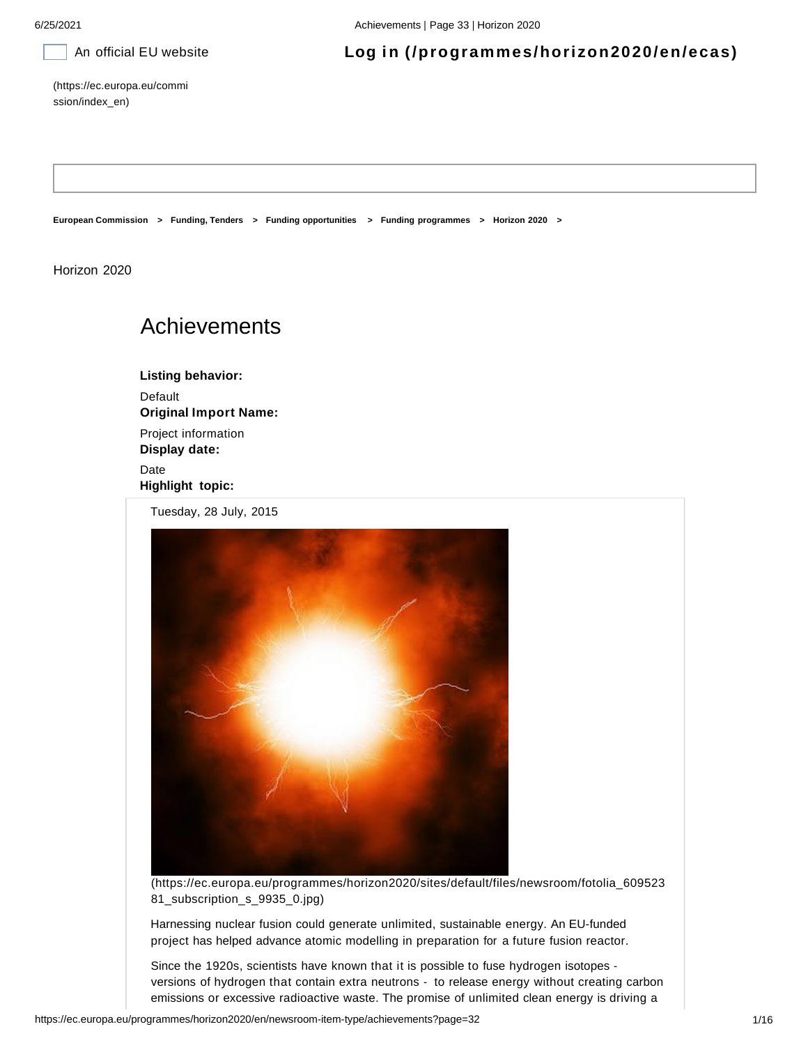An official EU website

**Log in (/programmes/horizon2020/en/ecas)**

(https://ec.europa.eu/commission/index_en)

**European Commission > Funding, Tenders > Funding opportunities > Funding programmes > Horizon 2020 >**

Horizon 2020

# Achievements

**Listing behavior:**

Default

**Original Import Name:**

Project information

**Display date:**

Date

**Highlight topic:**

Tuesday, 28 July, 2015

(https://ec.europa.eu/programmes/horizon2020/sites/default/files/newsroom/fotolia_60952381_subscription_s_9935_0.jpg)

Harnessing nuclear fusion could generate unlimited, sustainable energy. An EU-funded project has helped advance atomic modelling in preparation for a future fusion reactor.

Since the 1920s, scientists have known that it is possible to fuse hydrogen isotopes - versions of hydrogen that contain extra neutrons - to release energy without creating carbon emissions or excessive radioactive waste. The promise of unlimited clean energy is driving a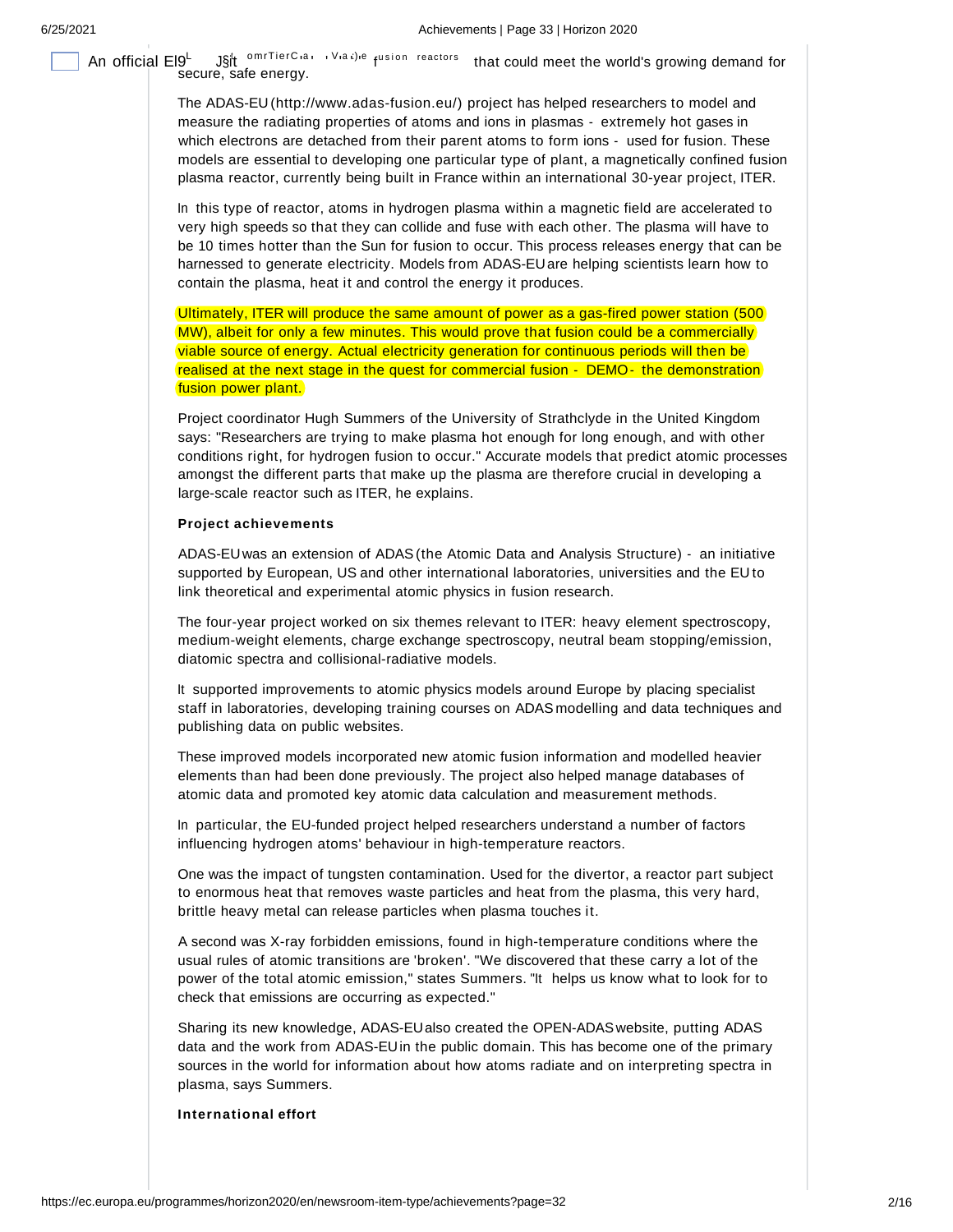An official EU ... fusion reactors that could meet the world's growing demand for secure, safe energy.

The ADAS-EU (http://www.adas-fusion.eu/) project has helped researchers to model and measure the radiating properties of atoms and ions in plasmas - extremely hot gases in which electrons are detached from their parent atoms to form ions - used for fusion. These models are essential to developing one particular type of plant, a magnetically confined fusion plasma reactor, currently being built in France within an international 30-year project, ITER.

In this type of reactor, atoms in hydrogen plasma within a magnetic field are accelerated to very high speeds so that they can collide and fuse with each other. The plasma will have to be 10 times hotter than the Sun for fusion to occur. This process releases energy that can be harnessed to generate electricity. Models from ADAS-EU are helping scientists learn how to contain the plasma, heat it and control the energy it produces.

Ultimately, ITER will produce the same amount of power as a gas-fired power station (500 MW), albeit for only a few minutes. This would prove that fusion could be a commercially viable source of energy. Actual electricity generation for continuous periods will then be realised at the next stage in the quest for commercial fusion - DEMO - the demonstration fusion power plant.

Project coordinator Hugh Summers of the University of Strathclyde in the United Kingdom says: "Researchers are trying to make plasma hot enough for long enough, and with other conditions right, for hydrogen fusion to occur." Accurate models that predict atomic processes amongst the different parts that make up the plasma are therefore crucial in developing a large-scale reactor such as ITER, he explains.

**Project achievements**

ADAS-EU was an extension of ADAS (the Atomic Data and Analysis Structure) - an initiative supported by European, US and other international laboratories, universities and the EU to link theoretical and experimental atomic physics in fusion research.

The four-year project worked on six themes relevant to ITER: heavy element spectroscopy, medium-weight elements, charge exchange spectroscopy, neutral beam stopping/emission, diatomic spectra and collisional-radiative models.

It supported improvements to atomic physics models around Europe by placing specialist staff in laboratories, developing training courses on ADAS modelling and data techniques and publishing data on public websites.

These improved models incorporated new atomic fusion information and modelled heavier elements than had been done previously. The project also helped manage databases of atomic data and promoted key atomic data calculation and measurement methods.

In particular, the EU-funded project helped researchers understand a number of factors influencing hydrogen atoms' behaviour in high-temperature reactors.

One was the impact of tungsten contamination. Used for the divertor, a reactor part subject to enormous heat that removes waste particles and heat from the plasma, this very hard, brittle heavy metal can release particles when plasma touches it.

A second was X-ray forbidden emissions, found in high-temperature conditions where the usual rules of atomic transitions are 'broken'. "We discovered that these carry a lot of the power of the total atomic emission," states Summers. "It helps us know what to look for to check that emissions are occurring as expected."

Sharing its new knowledge, ADAS-EU also created the OPEN-ADAS website, putting ADAS data and the work from ADAS-EU in the public domain. This has become one of the primary sources in the world for information about how atoms radiate and on interpreting spectra in plasma, says Summers.

**International effort**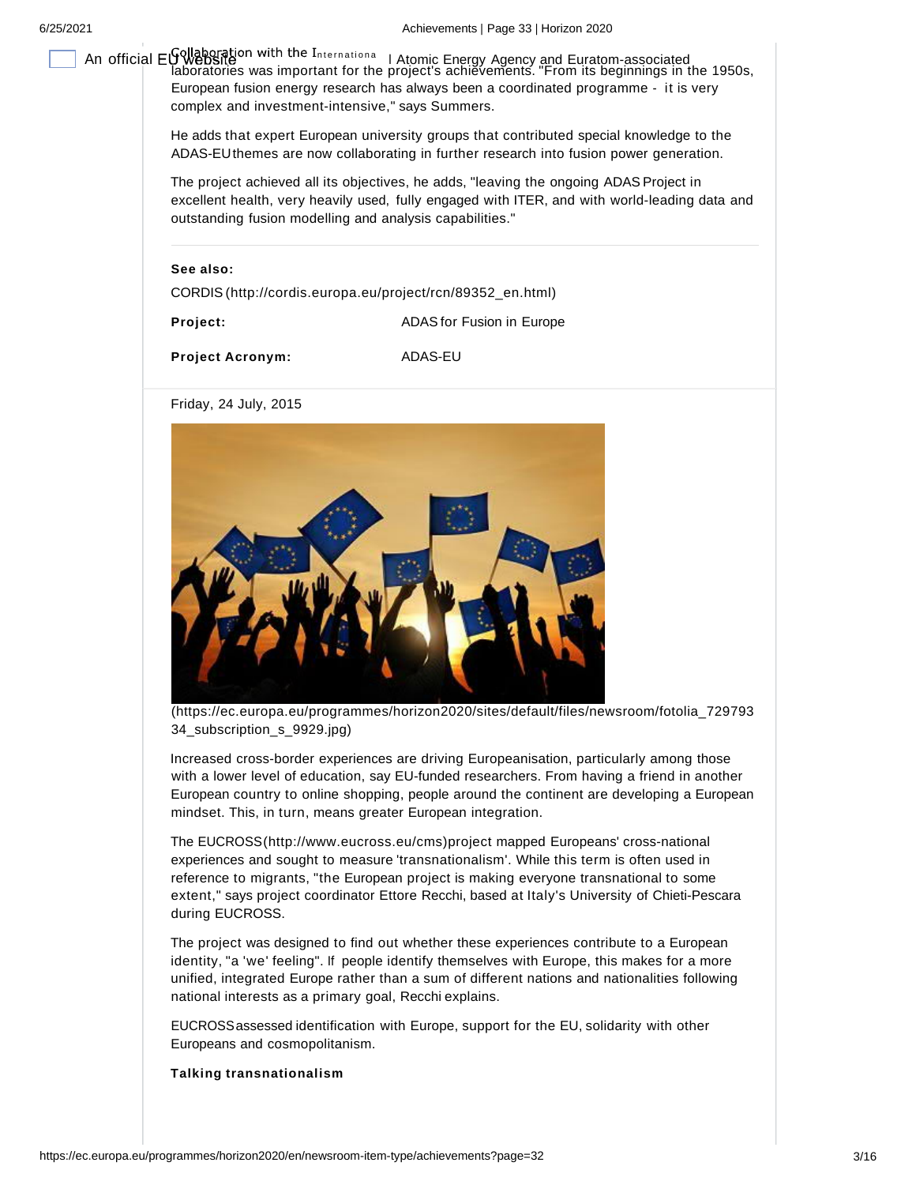Collaboration with the International Atomic Energy Agency and Euratom-associated laboratories was important for the project's achievements. "From its beginnings in the 1950s, European fusion energy research has always been a coordinated programme - it is very complex and investment-intensive," says Summers.

He adds that expert European university groups that contributed special knowledge to the ADAS-EU themes are now collaborating in further research into fusion power generation.

The project achieved all its objectives, he adds, "leaving the ongoing ADAS Project in excellent health, very heavily used, fully engaged with ITER, and with world-leading data and outstanding fusion modelling and analysis capabilities."

**See also:**

CORDIS (http://cordis.europa.eu/project/rcn/89352_en.html)

| | |
|---|---|
| **Project:** | ADAS for Fusion in Europe |
| **Project Acronym:** | ADAS-EU |

Friday, 24 July, 2015

(https://ec.europa.eu/programmes/horizon2020/sites/default/files/newsroom/fotolia_72979334_subscription_s_9929.jpg)

Increased cross-border experiences are driving Europeanisation, particularly among those with a lower level of education, say EU-funded researchers. From having a friend in another European country to online shopping, people around the continent are developing a European mindset. This, in turn, means greater European integration.

The EUCROSS (http://www.eucross.eu/cms) project mapped Europeans' cross-national experiences and sought to measure 'transnationalism'. While this term is often used in reference to migrants, "the European project is making everyone transnational to some extent," says project coordinator Ettore Recchi, based at Italy's University of Chieti-Pescara during EUCROSS.

The project was designed to find out whether these experiences contribute to a European identity, "a 'we' feeling". If people identify themselves with Europe, this makes for a more unified, integrated Europe rather than a sum of different nations and nationalities following national interests as a primary goal, Recchi explains.

EUCROSS assessed identification with Europe, support for the EU, solidarity with other Europeans and cosmopolitanism.

**Talking transnationalism**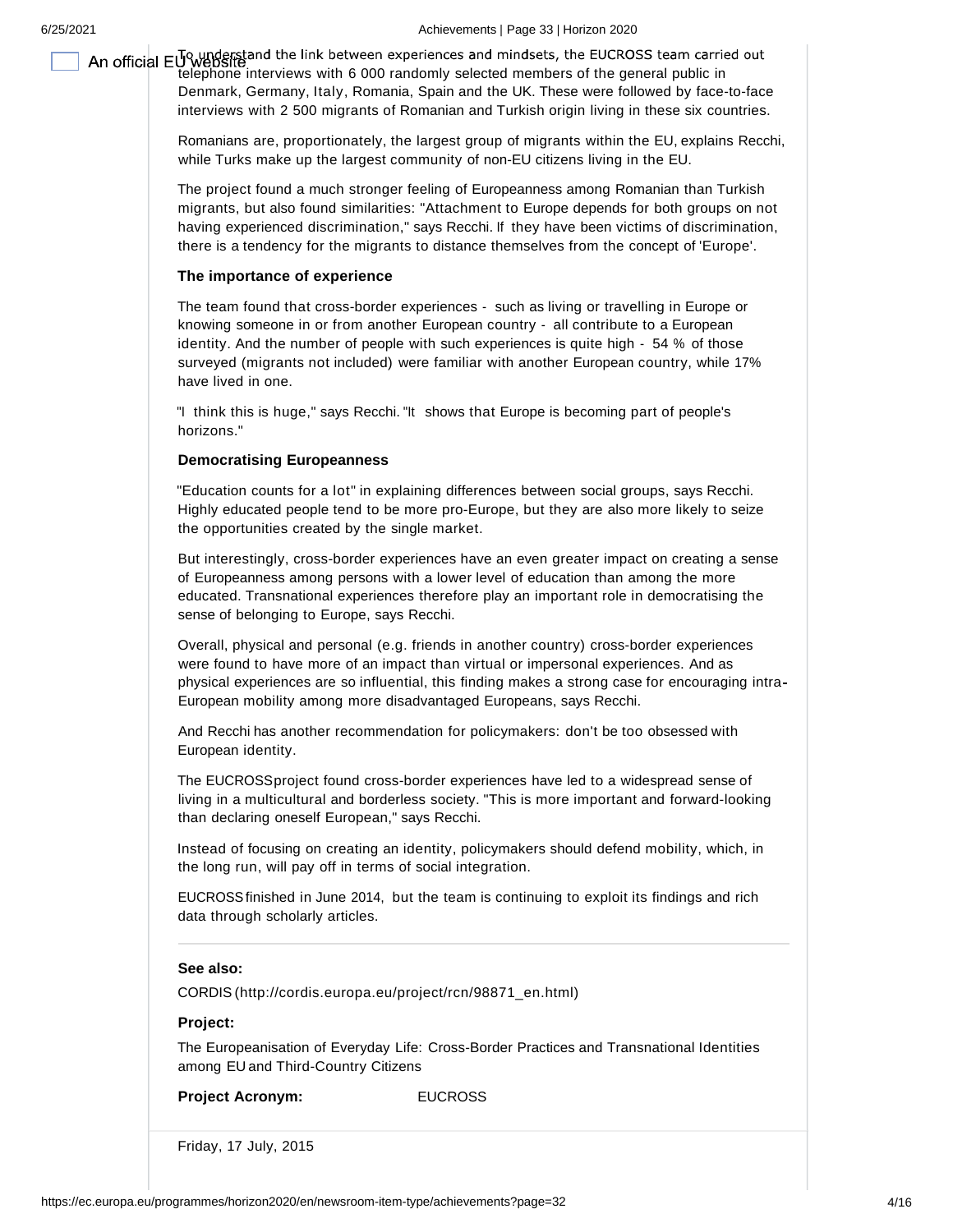To understand the link between experiences and mindsets, the EUCROSS team carried out telephone interviews with 6 000 randomly selected members of the general public in Denmark, Germany, Italy, Romania, Spain and the UK. These were followed by face-to-face interviews with 2 500 migrants of Romanian and Turkish origin living in these six countries.

Romanians are, proportionately, the largest group of migrants within the EU, explains Recchi, while Turks make up the largest community of non-EU citizens living in the EU.

The project found a much stronger feeling of Europeanness among Romanian than Turkish migrants, but also found similarities: "Attachment to Europe depends for both groups on not having experienced discrimination," says Recchi. If they have been victims of discrimination, there is a tendency for the migrants to distance themselves from the concept of 'Europe'.

### The importance of experience

The team found that cross-border experiences - such as living or travelling in Europe or knowing someone in or from another European country - all contribute to a European identity. And the number of people with such experiences is quite high - 54 % of those surveyed (migrants not included) were familiar with another European country, while 17% have lived in one.

"I think this is huge," says Recchi. "It shows that Europe is becoming part of people's horizons."

### Democratising Europeanness

"Education counts for a lot" in explaining differences between social groups, says Recchi. Highly educated people tend to be more pro-Europe, but they are also more likely to seize the opportunities created by the single market.

But interestingly, cross-border experiences have an even greater impact on creating a sense of Europeanness among persons with a lower level of education than among the more educated. Transnational experiences therefore play an important role in democratising the sense of belonging to Europe, says Recchi.

Overall, physical and personal (e.g. friends in another country) cross-border experiences were found to have more of an impact than virtual or impersonal experiences. And as physical experiences are so influential, this finding makes a strong case for encouraging intra-European mobility among more disadvantaged Europeans, says Recchi.

And Recchi has another recommendation for policymakers: don't be too obsessed with European identity.

The EUCROSS project found cross-border experiences have led to a widespread sense of living in a multicultural and borderless society. "This is more important and forward-looking than declaring oneself European," says Recchi.

Instead of focusing on creating an identity, policymakers should defend mobility, which, in the long run, will pay off in terms of social integration.

EUCROSS finished in June 2014, but the team is continuing to exploit its findings and rich data through scholarly articles.

---

**See also:**

CORDIS (http://cordis.europa.eu/project/rcn/98871_en.html)

**Project:**

The Europeanisation of Everyday Life: Cross-Border Practices and Transnational Identities among EU and Third-Country Citizens

**Project Acronym:** EUCROSS

Friday, 17 July, 2015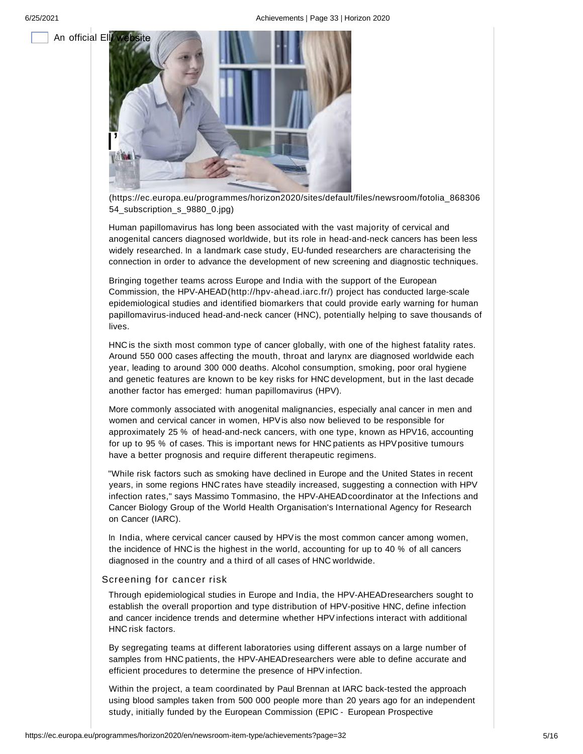(https://ec.europa.eu/programmes/horizon2020/sites/default/files/newsroom/fotolia_86830654_subscription_s_9880_0.jpg)

Human papillomavirus has long been associated with the vast majority of cervical and anogenital cancers diagnosed worldwide, but its role in head-and-neck cancers has been less widely researched. In a landmark case study, EU-funded researchers are characterising the connection in order to advance the development of new screening and diagnostic techniques.

Bringing together teams across Europe and India with the support of the European Commission, the HPV-AHEAD(http://hpv-ahead.iarc.fr/) project has conducted large-scale epidemiological studies and identified biomarkers that could provide early warning for human papillomavirus-induced head-and-neck cancer (HNC), potentially helping to save thousands of lives.

HNC is the sixth most common type of cancer globally, with one of the highest fatality rates. Around 550 000 cases affecting the mouth, throat and larynx are diagnosed worldwide each year, leading to around 300 000 deaths. Alcohol consumption, smoking, poor oral hygiene and genetic features are known to be key risks for HNC development, but in the last decade another factor has emerged: human papillomavirus (HPV).

More commonly associated with anogenital malignancies, especially anal cancer in men and women and cervical cancer in women, HPV is also now believed to be responsible for approximately 25 % of head-and-neck cancers, with one type, known as HPV16, accounting for up to 95 % of cases. This is important news for HNC patients as HPV positive tumours have a better prognosis and require different therapeutic regimens.

"While risk factors such as smoking have declined in Europe and the United States in recent years, in some regions HNC rates have steadily increased, suggesting a connection with HPV infection rates," says Massimo Tommasino, the HPV-AHEAD coordinator at the Infections and Cancer Biology Group of the World Health Organisation's International Agency for Research on Cancer (IARC).

In India, where cervical cancer caused by HPV is the most common cancer among women, the incidence of HNC is the highest in the world, accounting for up to 40 % of all cancers diagnosed in the country and a third of all cases of HNC worldwide.

## Screening for cancer risk

Through epidemiological studies in Europe and India, the HPV-AHEAD researchers sought to establish the overall proportion and type distribution of HPV-positive HNC, define infection and cancer incidence trends and determine whether HPV infections interact with additional HNC risk factors.

By segregating teams at different laboratories using different assays on a large number of samples from HNC patients, the HPV-AHEAD researchers were able to define accurate and efficient procedures to determine the presence of HPV infection.

Within the project, a team coordinated by Paul Brennan at IARC back-tested the approach using blood samples taken from 500 000 people more than 20 years ago for an independent study, initially funded by the European Commission (EPIC - European Prospective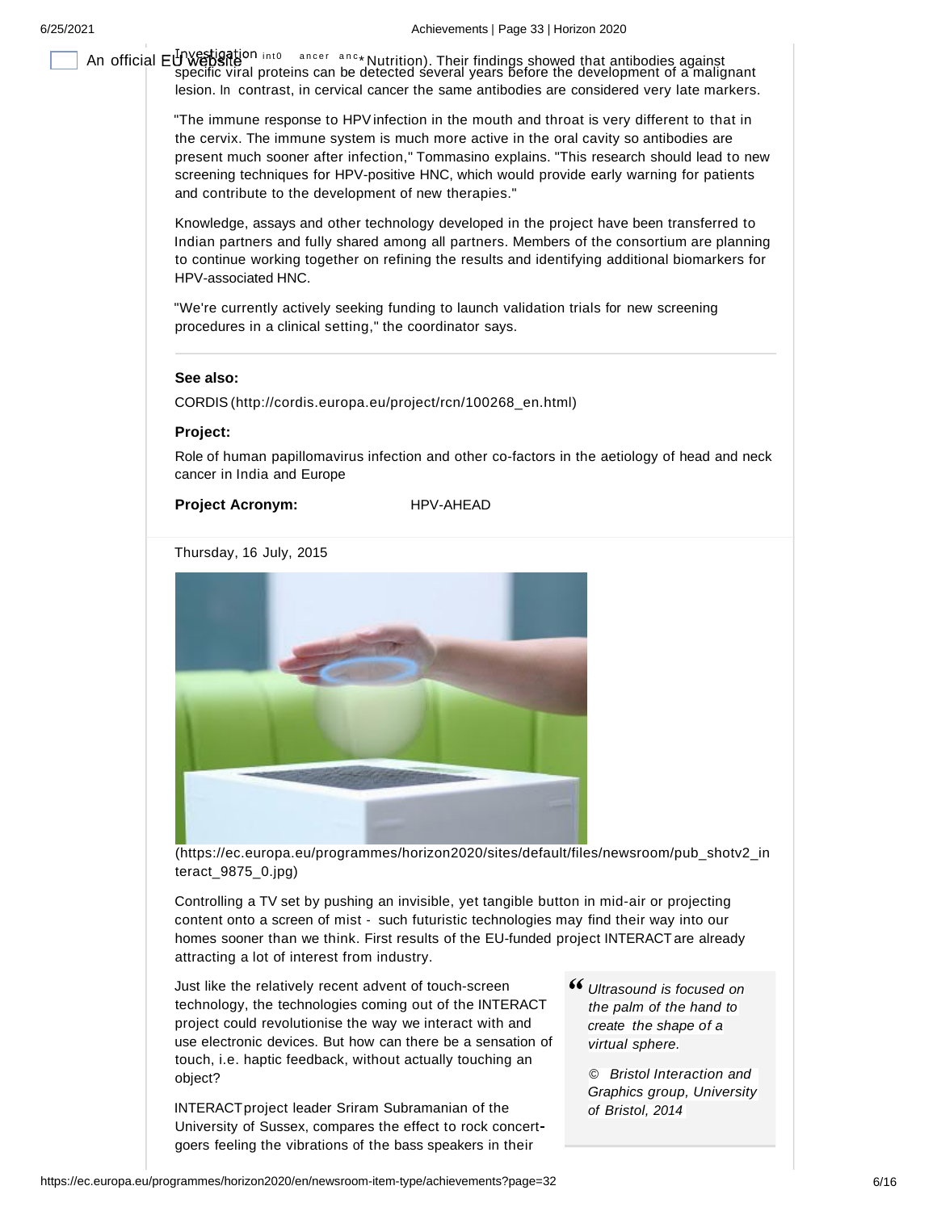An official EU website Investigation into Cancer and Nutrition). Their findings showed that antibodies against specific viral proteins can be detected several years before the development of a malignant lesion. In contrast, in cervical cancer the same antibodies are considered very late markers.

"The immune response to HPV infection in the mouth and throat is very different to that in the cervix. The immune system is much more active in the oral cavity so antibodies are present much sooner after infection," Tommasino explains. "This research should lead to new screening techniques for HPV-positive HNC, which would provide early warning for patients and contribute to the development of new therapies."

Knowledge, assays and other technology developed in the project have been transferred to Indian partners and fully shared among all partners. Members of the consortium are planning to continue working together on refining the results and identifying additional biomarkers for HPV-associated HNC.

"We're currently actively seeking funding to launch validation trials for new screening procedures in a clinical setting," the coordinator says.

---

**See also:**

CORDIS (http://cordis.europa.eu/project/rcn/100268_en.html)

**Project:**

Role of human papillomavirus infection and other co-factors in the aetiology of head and neck cancer in India and Europe

**Project Acronym:** HPV-AHEAD

---

Thursday, 16 July, 2015

(https://ec.europa.eu/programmes/horizon2020/sites/default/files/newsroom/pub_shotv2_interact_9875_0.jpg)

Controlling a TV set by pushing an invisible, yet tangible button in mid-air or projecting content onto a screen of mist - such futuristic technologies may find their way into our homes sooner than we think. First results of the EU-funded project INTERACT are already attracting a lot of interest from industry.

> *Ultrasound is focused on the palm of the hand to create the shape of a virtual sphere.*
>
> *© Bristol Interaction and Graphics group, University of Bristol, 2014*

Just like the relatively recent advent of touch-screen technology, the technologies coming out of the INTERACT project could revolutionise the way we interact with and use electronic devices. But how can there be a sensation of touch, i.e. haptic feedback, without actually touching an object?

INTERACT project leader Sriram Subramanian of the University of Sussex, compares the effect to rock concert-goers feeling the vibrations of the bass speakers in their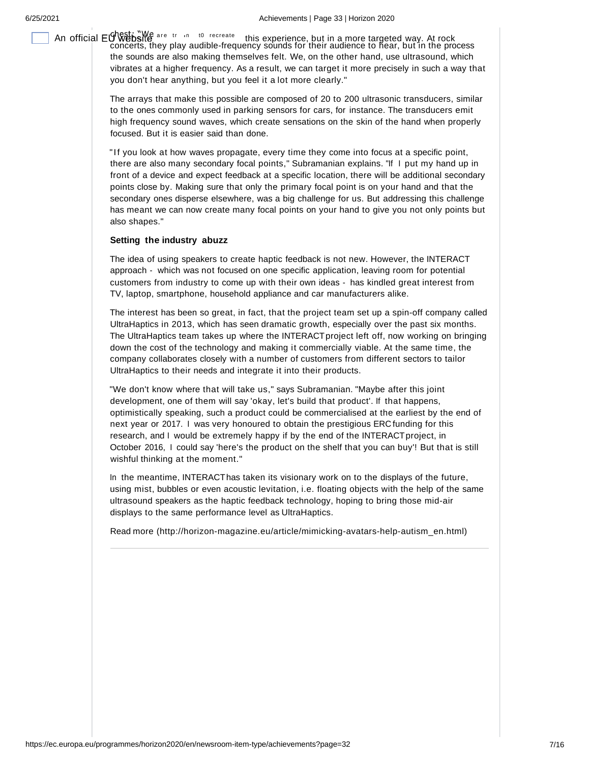chest: "We are trying to recreate this experience, but in a more targeted way. At rock concerts, they play audible-frequency sounds for their audience to hear, but in the process the sounds are also making themselves felt. We, on the other hand, use ultrasound, which vibrates at a higher frequency. As a result, we can target it more precisely in such a way that you don't hear anything, but you feel it a lot more clearly."

The arrays that make this possible are composed of 20 to 200 ultrasonic transducers, similar to the ones commonly used in parking sensors for cars, for instance. The transducers emit high frequency sound waves, which create sensations on the skin of the hand when properly focused. But it is easier said than done.

"If you look at how waves propagate, every time they come into focus at a specific point, there are also many secondary focal points," Subramanian explains. "If I put my hand up in front of a device and expect feedback at a specific location, there will be additional secondary points close by. Making sure that only the primary focal point is on your hand and that the secondary ones disperse elsewhere, was a big challenge for us. But addressing this challenge has meant we can now create many focal points on your hand to give you not only points but also shapes."

**Setting the industry abuzz**

The idea of using speakers to create haptic feedback is not new. However, the INTERACT approach - which was not focused on one specific application, leaving room for potential customers from industry to come up with their own ideas - has kindled great interest from TV, laptop, smartphone, household appliance and car manufacturers alike.

The interest has been so great, in fact, that the project team set up a spin-off company called UltraHaptics in 2013, which has seen dramatic growth, especially over the past six months. The UltraHaptics team takes up where the INTERACT project left off, now working on bringing down the cost of the technology and making it commercially viable. At the same time, the company collaborates closely with a number of customers from different sectors to tailor UltraHaptics to their needs and integrate it into their products.

"We don't know where that will take us," says Subramanian. "Maybe after this joint development, one of them will say 'okay, let's build that product'. If that happens, optimistically speaking, such a product could be commercialised at the earliest by the end of next year or 2017. I was very honoured to obtain the prestigious ERC funding for this research, and I would be extremely happy if by the end of the INTERACT project, in October 2016, I could say 'here's the product on the shelf that you can buy'! But that is still wishful thinking at the moment."

In the meantime, INTERACT has taken its visionary work on to the displays of the future, using mist, bubbles or even acoustic levitation, i.e. floating objects with the help of the same ultrasound speakers as the haptic feedback technology, hoping to bring those mid-air displays to the same performance level as UltraHaptics.

Read more (http://horizon-magazine.eu/article/mimicking-avatars-help-autism_en.html)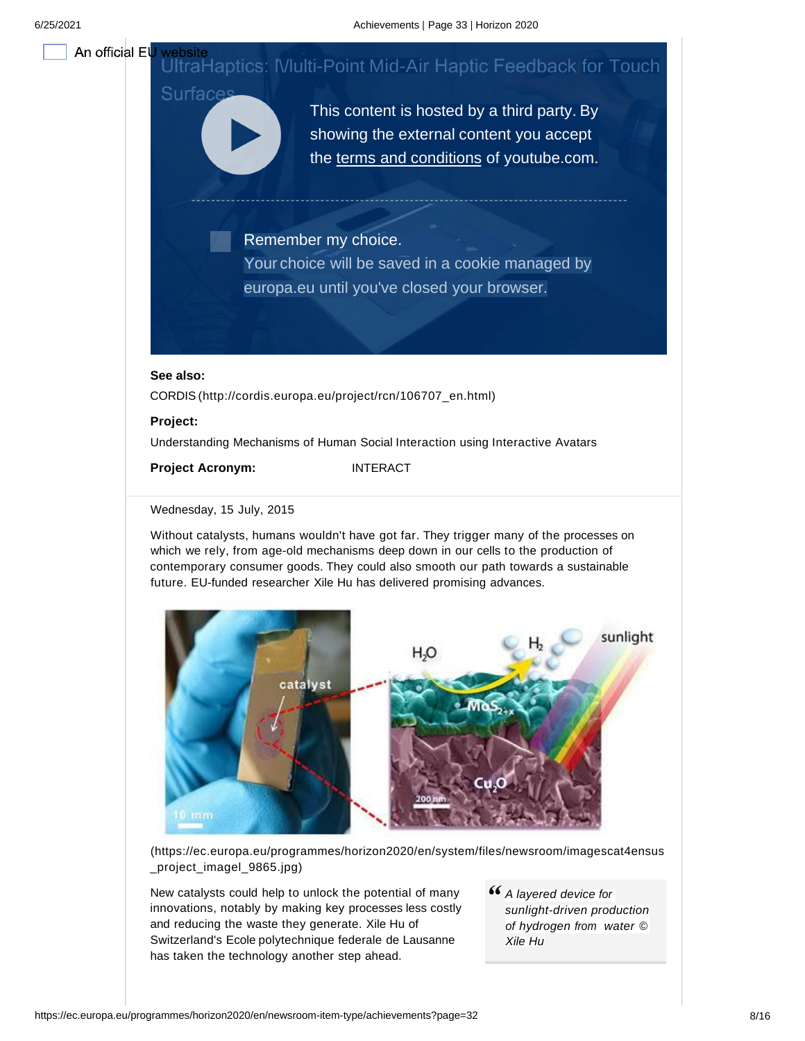An official EU website

UltraHaptics: Multi-Point Mid-Air Haptic Feedback for Touch Surfaces

This content is hosted by a third party. By showing the external content you accept the terms and conditions of youtube.com.

Remember my choice.
Your choice will be saved in a cookie managed by europa.eu until you've closed your browser.

**See also:**

CORDIS (http://cordis.europa.eu/project/rcn/106707_en.html)

**Project:**

Understanding Mechanisms of Human Social Interaction using Interactive Avatars

**Project Acronym:** INTERACT

Wednesday, 15 July, 2015

Without catalysts, humans wouldn't have got far. They trigger many of the processes on which we rely, from age-old mechanisms deep down in our cells to the production of contemporary consumer goods. They could also smooth our path towards a sustainable future. EU-funded researcher Xile Hu has delivered promising advances.

(https://ec.europa.eu/programmes/horizon2020/en/system/files/newsroom/imagescat4ensus_project_imageI_9865.jpg)

New catalysts could help to unlock the potential of many innovations, notably by making key processes less costly and reducing the waste they generate. Xile Hu of Switzerland's Ecole polytechnique federale de Lausanne has taken the technology another step ahead.

> *A layered device for sunlight-driven production of hydrogen from water © Xile Hu*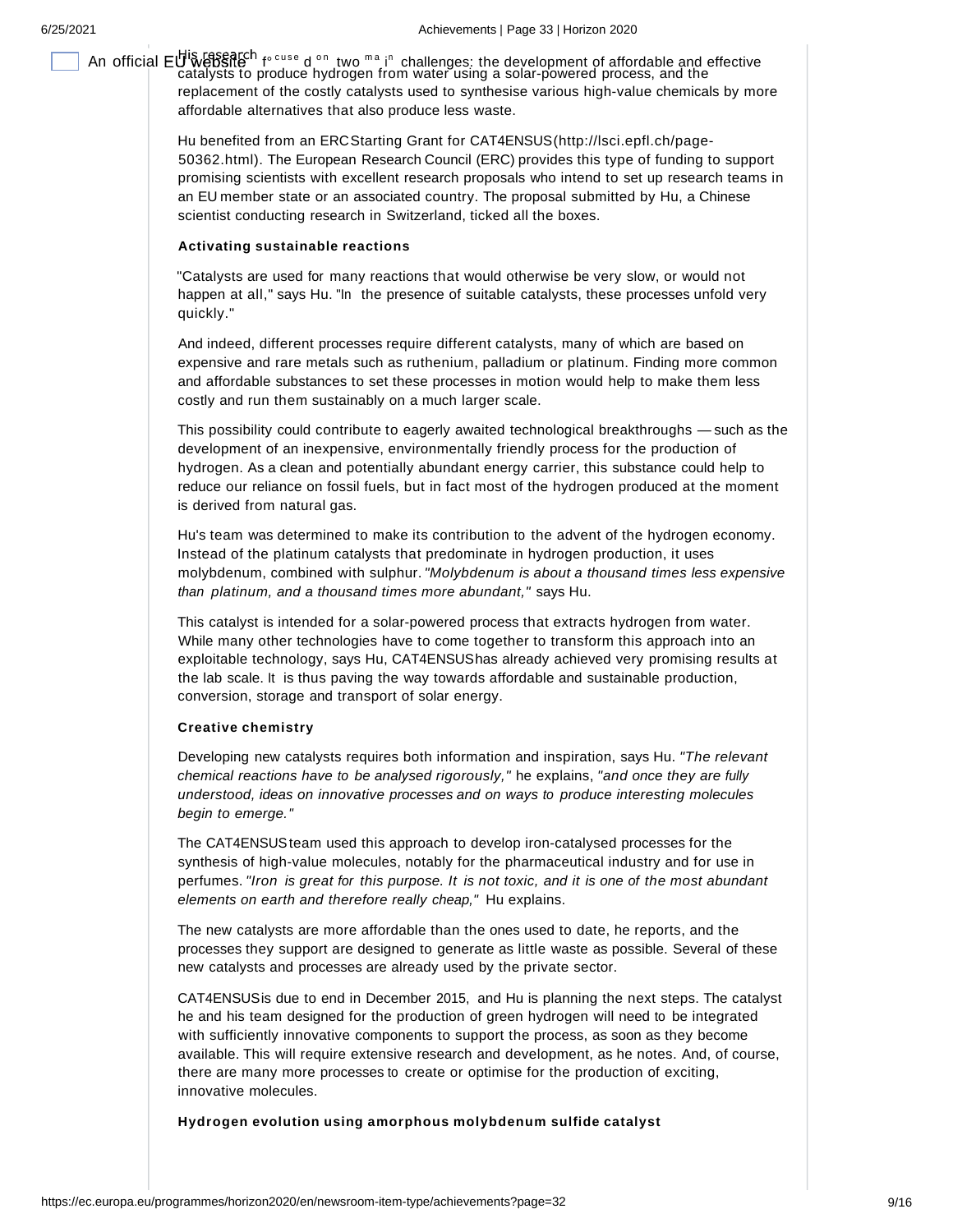His research focused on two main challenges: the development of affordable and effective catalysts to produce hydrogen from water using a solar-powered process, and the replacement of the costly catalysts used to synthesise various high-value chemicals by more affordable alternatives that also produce less waste.

Hu benefited from an ERC Starting Grant for CAT4ENSUS (http://lsci.epfl.ch/page-50362.html). The European Research Council (ERC) provides this type of funding to support promising scientists with excellent research proposals who intend to set up research teams in an EU member state or an associated country. The proposal submitted by Hu, a Chinese scientist conducting research in Switzerland, ticked all the boxes.

**Activating sustainable reactions**

"Catalysts are used for many reactions that would otherwise be very slow, or would not happen at all," says Hu. "In the presence of suitable catalysts, these processes unfold very quickly."

And indeed, different processes require different catalysts, many of which are based on expensive and rare metals such as ruthenium, palladium or platinum. Finding more common and affordable substances to set these processes in motion would help to make them less costly and run them sustainably on a much larger scale.

This possibility could contribute to eagerly awaited technological breakthroughs — such as the development of an inexpensive, environmentally friendly process for the production of hydrogen. As a clean and potentially abundant energy carrier, this substance could help to reduce our reliance on fossil fuels, but in fact most of the hydrogen produced at the moment is derived from natural gas.

Hu's team was determined to make its contribution to the advent of the hydrogen economy. Instead of the platinum catalysts that predominate in hydrogen production, it uses molybdenum, combined with sulphur. *"Molybdenum is about a thousand times less expensive than platinum, and a thousand times more abundant,"* says Hu.

This catalyst is intended for a solar-powered process that extracts hydrogen from water. While many other technologies have to come together to transform this approach into an exploitable technology, says Hu, CAT4ENSUS has already achieved very promising results at the lab scale. It is thus paving the way towards affordable and sustainable production, conversion, storage and transport of solar energy.

**Creative chemistry**

Developing new catalysts requires both information and inspiration, says Hu. *"The relevant chemical reactions have to be analysed rigorously,"* he explains, *"and once they are fully understood, ideas on innovative processes and on ways to produce interesting molecules begin to emerge."*

The CAT4ENSUS team used this approach to develop iron-catalysed processes for the synthesis of high-value molecules, notably for the pharmaceutical industry and for use in perfumes. *"Iron is great for this purpose. It is not toxic, and it is one of the most abundant elements on earth and therefore really cheap,"* Hu explains.

The new catalysts are more affordable than the ones used to date, he reports, and the processes they support are designed to generate as little waste as possible. Several of these new catalysts and processes are already used by the private sector.

CAT4ENSUS is due to end in December 2015, and Hu is planning the next steps. The catalyst he and his team designed for the production of green hydrogen will need to be integrated with sufficiently innovative components to support the process, as soon as they become available. This will require extensive research and development, as he notes. And, of course, there are many more processes to create or optimise for the production of exciting, innovative molecules.

**Hydrogen evolution using amorphous molybdenum sulfide catalyst**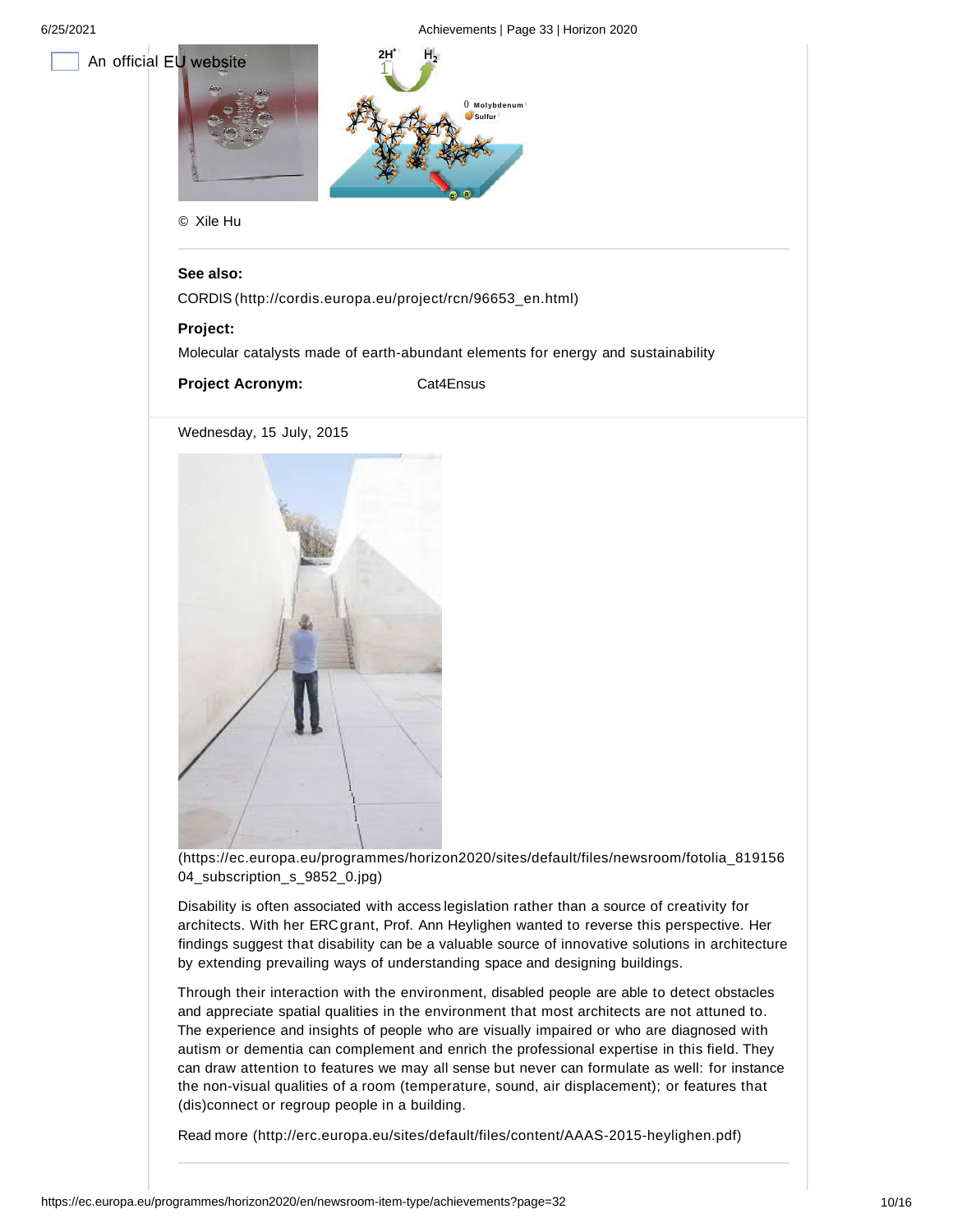© Xile Hu

**See also:**

CORDIS (http://cordis.europa.eu/project/rcn/96653_en.html)

**Project:**

Molecular catalysts made of earth-abundant elements for energy and sustainability

**Project Acronym:** Cat4Ensus

Wednesday, 15 July, 2015

(https://ec.europa.eu/programmes/horizon2020/sites/default/files/newsroom/fotolia_81915604_subscription_s_9852_0.jpg)

Disability is often associated with access legislation rather than a source of creativity for architects. With her ERC grant, Prof. Ann Heylighen wanted to reverse this perspective. Her findings suggest that disability can be a valuable source of innovative solutions in architecture by extending prevailing ways of understanding space and designing buildings.

Through their interaction with the environment, disabled people are able to detect obstacles and appreciate spatial qualities in the environment that most architects are not attuned to. The experience and insights of people who are visually impaired or who are diagnosed with autism or dementia can complement and enrich the professional expertise in this field. They can draw attention to features we may all sense but never can formulate as well: for instance the non-visual qualities of a room (temperature, sound, air displacement); or features that (dis)connect or regroup people in a building.

Read more (http://erc.europa.eu/sites/default/files/content/AAAS-2015-heylighen.pdf)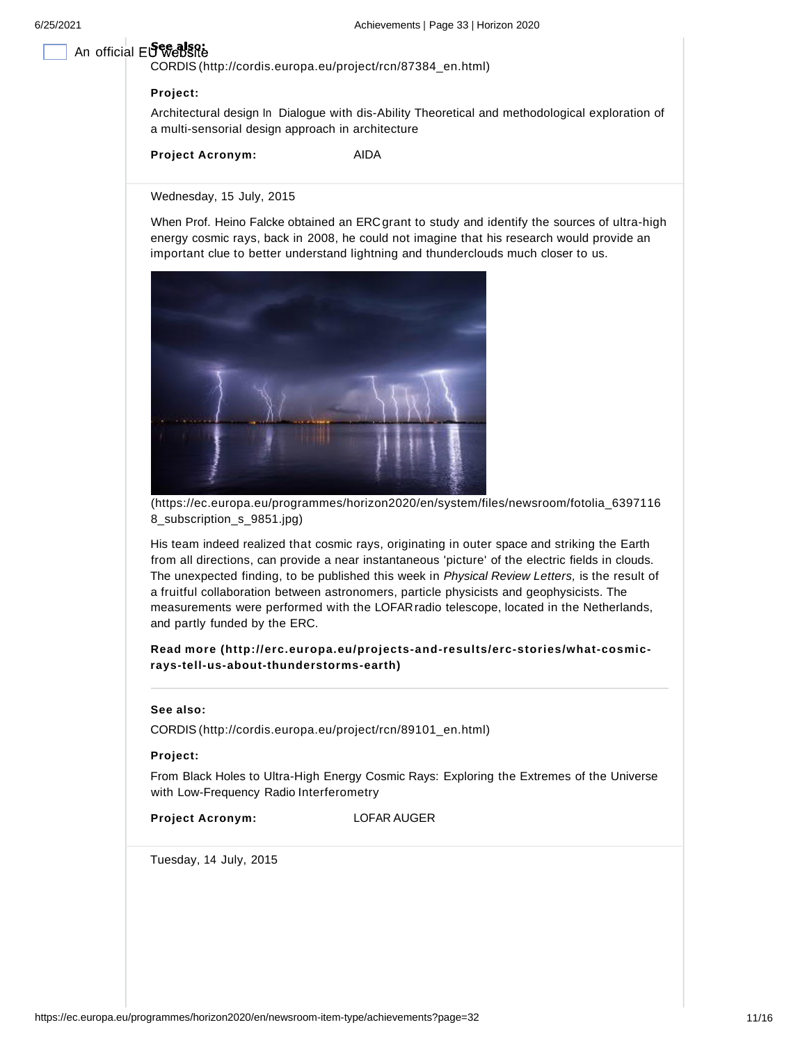**See also:**

CORDIS (http://cordis.europa.eu/project/rcn/87384_en.html)

**Project:**

Architectural design In Dialogue with dis-Ability Theoretical and methodological exploration of a multi-sensorial design approach in architecture

**Project Acronym:** AIDA

Wednesday, 15 July, 2015

When Prof. Heino Falcke obtained an ERC grant to study and identify the sources of ultra-high energy cosmic rays, back in 2008, he could not imagine that his research would provide an important clue to better understand lightning and thunderclouds much closer to us.

(https://ec.europa.eu/programmes/horizon2020/en/system/files/newsroom/fotolia_63971168_subscription_s_9851.jpg)

His team indeed realized that cosmic rays, originating in outer space and striking the Earth from all directions, can provide a near instantaneous 'picture' of the electric fields in clouds. The unexpected finding, to be published this week in *Physical Review Letters,* is the result of a fruitful collaboration between astronomers, particle physicists and geophysicists. The measurements were performed with the LOFAR radio telescope, located in the Netherlands, and partly funded by the ERC.

**Read more (http://erc.europa.eu/projects-and-results/erc-stories/what-cosmic-rays-tell-us-about-thunderstorms-earth)**

**See also:**

CORDIS (http://cordis.europa.eu/project/rcn/89101_en.html)

**Project:**

From Black Holes to Ultra-High Energy Cosmic Rays: Exploring the Extremes of the Universe with Low-Frequency Radio Interferometry

**Project Acronym:** LOFAR AUGER

Tuesday, 14 July, 2015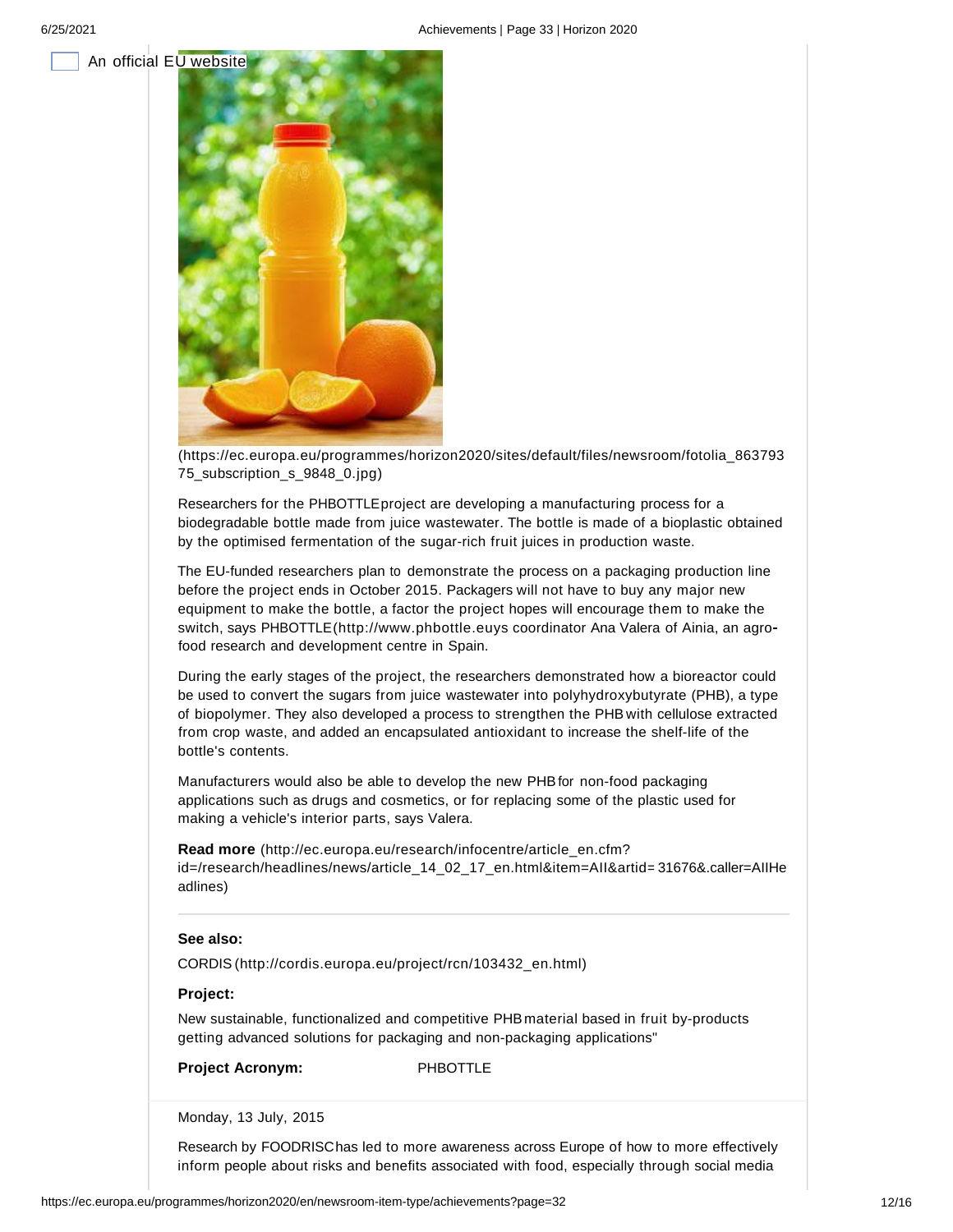An official EU website

(https://ec.europa.eu/programmes/horizon2020/sites/default/files/newsroom/fotolia_86379375_subscription_s_9848_0.jpg)

Researchers for the PHBOTTLE project are developing a manufacturing process for a biodegradable bottle made from juice wastewater. The bottle is made of a bioplastic obtained by the optimised fermentation of the sugar-rich fruit juices in production waste.

The EU-funded researchers plan to demonstrate the process on a packaging production line before the project ends in October 2015. Packagers will not have to buy any major new equipment to make the bottle, a factor the project hopes will encourage them to make the switch, says PHBOTTLE (http://www.phbottle.euys coordinator Ana Valera of Ainia, an agro-food research and development centre in Spain.

During the early stages of the project, the researchers demonstrated how a bioreactor could be used to convert the sugars from juice wastewater into polyhydroxybutyrate (PHB), a type of biopolymer. They also developed a process to strengthen the PHB with cellulose extracted from crop waste, and added an encapsulated antioxidant to increase the shelf-life of the bottle's contents.

Manufacturers would also be able to develop the new PHB for non-food packaging applications such as drugs and cosmetics, or for replacing some of the plastic used for making a vehicle's interior parts, says Valera.

**Read more** (http://ec.europa.eu/research/infocentre/article_en.cfm?id=/research/headlines/news/article_14_02_17_en.html&item=All&artid=31676&.caller=AllHeadlines)

---

**See also:**

CORDIS (http://cordis.europa.eu/project/rcn/103432_en.html)

**Project:**

New sustainable, functionalized and competitive PHB material based in fruit by-products getting advanced solutions for packaging and non-packaging applications"

**Project Acronym:** PHBOTTLE

Monday, 13 July, 2015

Research by FOODRISC has led to more awareness across Europe of how to more effectively inform people about risks and benefits associated with food, especially through social media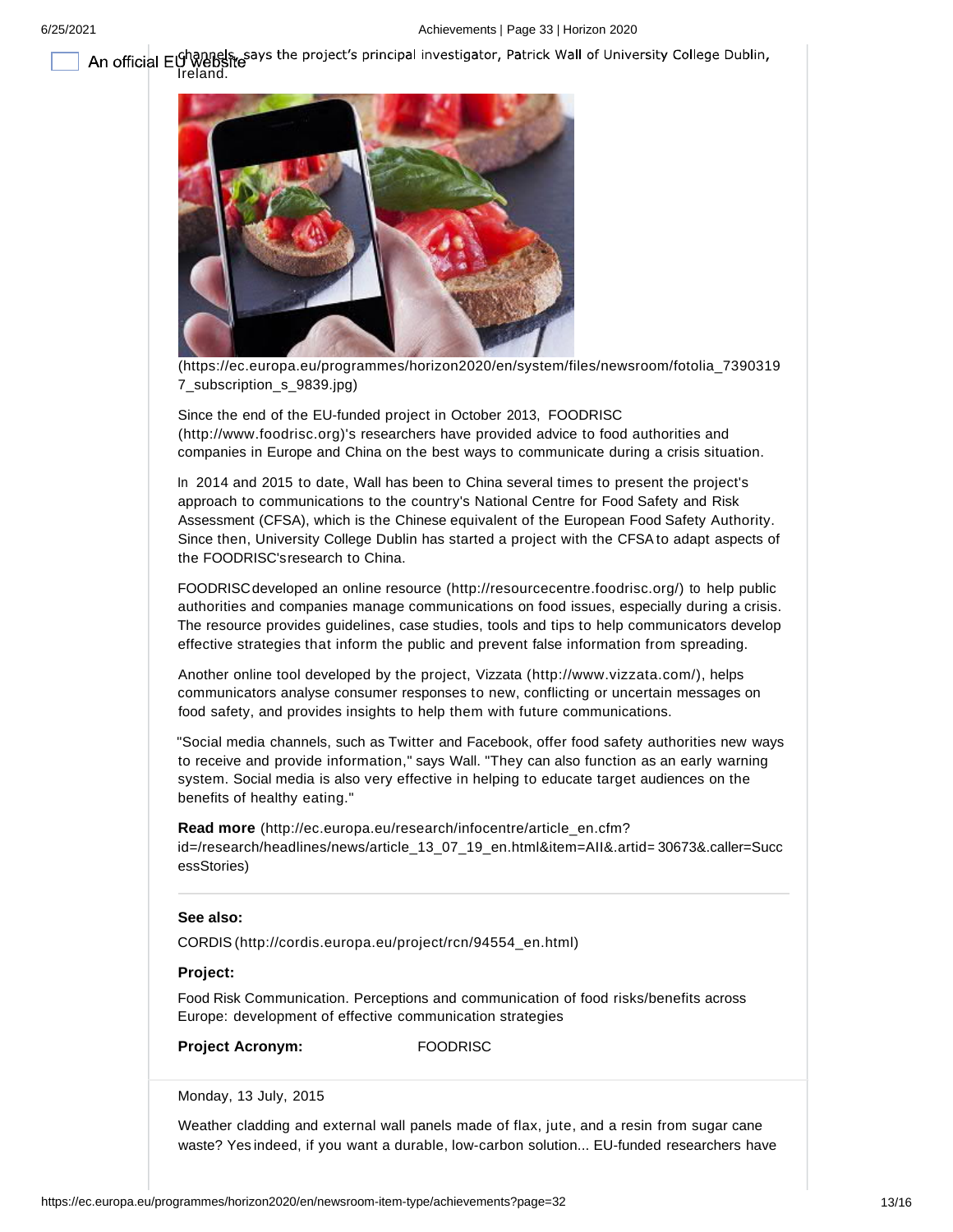channels, says the project's principal investigator, Patrick Wall of University College Dublin, Ireland.

(https://ec.europa.eu/programmes/horizon2020/en/system/files/newsroom/fotolia_73903197_subscription_s_9839.jpg)

Since the end of the EU-funded project in October 2013, FOODRISC (http://www.foodrisc.org)'s researchers have provided advice to food authorities and companies in Europe and China on the best ways to communicate during a crisis situation.

In 2014 and 2015 to date, Wall has been to China several times to present the project's approach to communications to the country's National Centre for Food Safety and Risk Assessment (CFSA), which is the Chinese equivalent of the European Food Safety Authority. Since then, University College Dublin has started a project with the CFSA to adapt aspects of the FOODRISC's research to China.

FOODRISC developed an online resource (http://resourcecentre.foodrisc.org/) to help public authorities and companies manage communications on food issues, especially during a crisis. The resource provides guidelines, case studies, tools and tips to help communicators develop effective strategies that inform the public and prevent false information from spreading.

Another online tool developed by the project, Vizzata (http://www.vizzata.com/), helps communicators analyse consumer responses to new, conflicting or uncertain messages on food safety, and provides insights to help them with future communications.

"Social media channels, such as Twitter and Facebook, offer food safety authorities new ways to receive and provide information," says Wall. "They can also function as an early warning system. Social media is also very effective in helping to educate target audiences on the benefits of healthy eating."

**Read more** (http://ec.europa.eu/research/infocentre/article_en.cfm?id=/research/headlines/news/article_13_07_19_en.html&item=All&.artid= 30673&.caller=SuccessStories)

---

**See also:**

CORDIS (http://cordis.europa.eu/project/rcn/94554_en.html)

**Project:**

Food Risk Communication. Perceptions and communication of food risks/benefits across Europe: development of effective communication strategies

**Project Acronym:** FOODRISC

Monday, 13 July, 2015

Weather cladding and external wall panels made of flax, jute, and a resin from sugar cane waste? Yes indeed, if you want a durable, low-carbon solution... EU-funded researchers have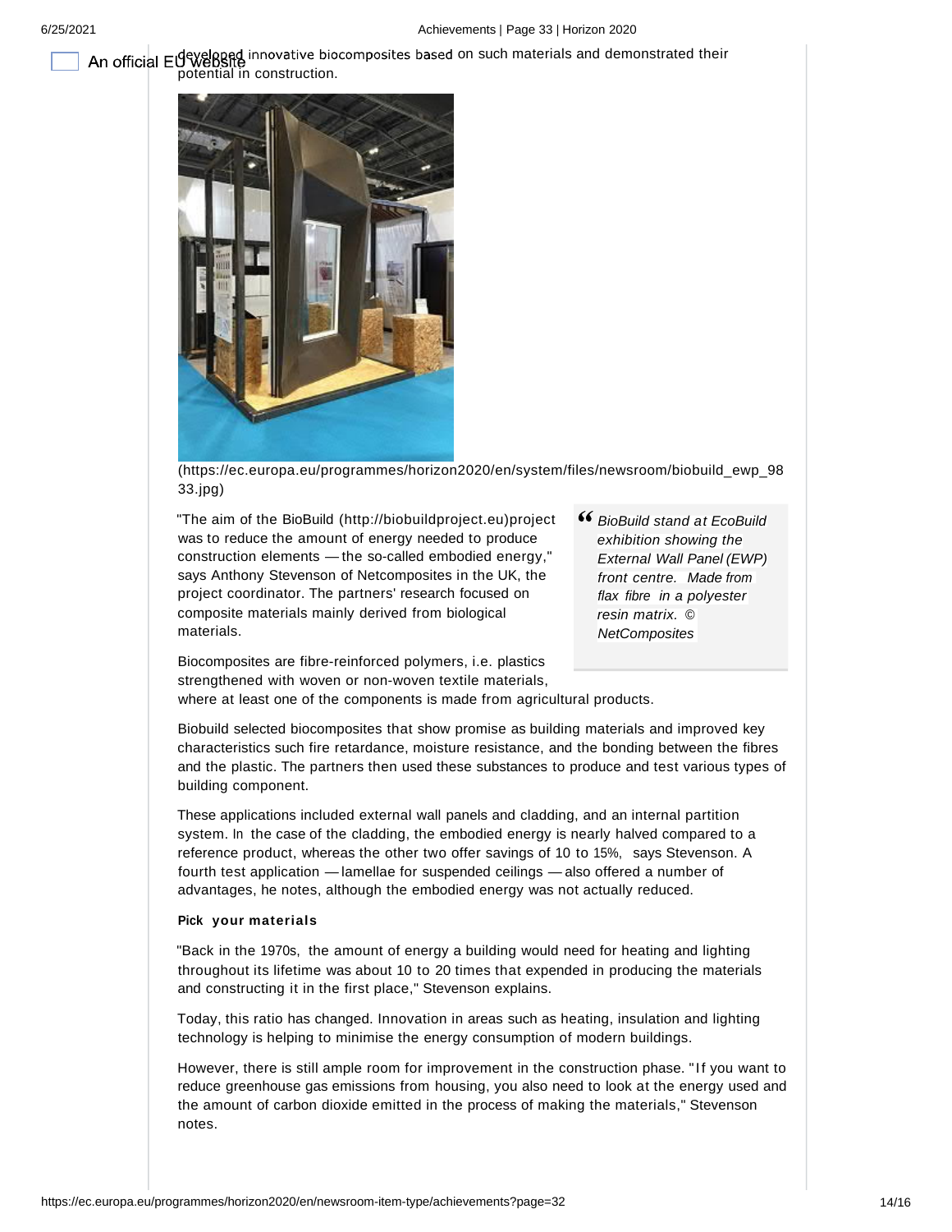developed innovative biocomposites based on such materials and demonstrated their potential in construction.

(https://ec.europa.eu/programmes/horizon2020/en/system/files/newsroom/biobuild_ewp_9833.jpg)

"The aim of the BioBuild (http://biobuildproject.eu)project was to reduce the amount of energy needed to produce construction elements — the so-called embodied energy," says Anthony Stevenson of Netcomposites in the UK, the project coordinator. The partners' research focused on composite materials mainly derived from biological materials.

> *BioBuild stand at EcoBuild exhibition showing the External Wall Panel (EWP) front centre. Made from flax fibre in a polyester resin matrix. © NetComposites*

Biocomposites are fibre-reinforced polymers, i.e. plastics strengthened with woven or non-woven textile materials, where at least one of the components is made from agricultural products.

Biobuild selected biocomposites that show promise as building materials and improved key characteristics such fire retardance, moisture resistance, and the bonding between the fibres and the plastic. The partners then used these substances to produce and test various types of building component.

These applications included external wall panels and cladding, and an internal partition system. In the case of the cladding, the embodied energy is nearly halved compared to a reference product, whereas the other two offer savings of 10 to 15%, says Stevenson. A fourth test application — lamellae for suspended ceilings — also offered a number of advantages, he notes, although the embodied energy was not actually reduced.

**Pick your materials**

"Back in the 1970s, the amount of energy a building would need for heating and lighting throughout its lifetime was about 10 to 20 times that expended in producing the materials and constructing it in the first place," Stevenson explains.

Today, this ratio has changed. Innovation in areas such as heating, insulation and lighting technology is helping to minimise the energy consumption of modern buildings.

However, there is still ample room for improvement in the construction phase. "If you want to reduce greenhouse gas emissions from housing, you also need to look at the energy used and the amount of carbon dioxide emitted in the process of making the materials," Stevenson notes.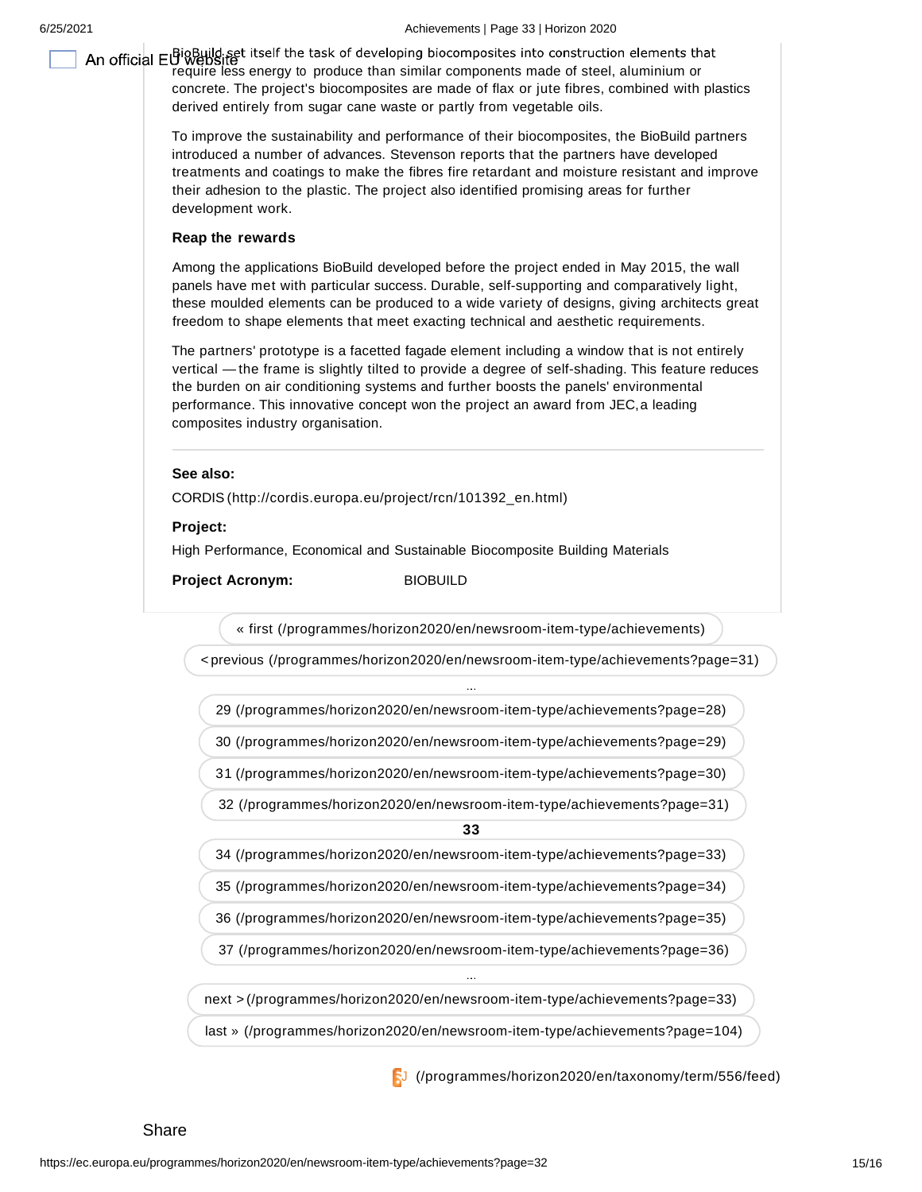BioBuild set itself the task of developing biocomposites into construction elements that require less energy to produce than similar components made of steel, aluminium or concrete. The project's biocomposites are made of flax or jute fibres, combined with plastics derived entirely from sugar cane waste or partly from vegetable oils.

To improve the sustainability and performance of their biocomposites, the BioBuild partners introduced a number of advances. Stevenson reports that the partners have developed treatments and coatings to make the fibres fire retardant and moisture resistant and improve their adhesion to the plastic. The project also identified promising areas for further development work.

**Reap the rewards**

Among the applications BioBuild developed before the project ended in May 2015, the wall panels have met with particular success. Durable, self-supporting and comparatively light, these moulded elements can be produced to a wide variety of designs, giving architects great freedom to shape elements that meet exacting technical and aesthetic requirements.

The partners' prototype is a facetted façade element including a window that is not entirely vertical — the frame is slightly tilted to provide a degree of self-shading. This feature reduces the burden on air conditioning systems and further boosts the panels' environmental performance. This innovative concept won the project an award from JEC, a leading composites industry organisation.

---

**See also:**

CORDIS (http://cordis.europa.eu/project/rcn/101392_en.html)

**Project:**

High Performance, Economical and Sustainable Biocomposite Building Materials

**Project Acronym:** BIOBUILD

« first (/programmes/horizon2020/en/newsroom-item-type/achievements)

< previous (/programmes/horizon2020/en/newsroom-item-type/achievements?page=31)

...

29 (/programmes/horizon2020/en/newsroom-item-type/achievements?page=28)

30 (/programmes/horizon2020/en/newsroom-item-type/achievements?page=29)

31 (/programmes/horizon2020/en/newsroom-item-type/achievements?page=30)

32 (/programmes/horizon2020/en/newsroom-item-type/achievements?page=31)

**33**

34 (/programmes/horizon2020/en/newsroom-item-type/achievements?page=33)

35 (/programmes/horizon2020/en/newsroom-item-type/achievements?page=34)

36 (/programmes/horizon2020/en/newsroom-item-type/achievements?page=35)

37 (/programmes/horizon2020/en/newsroom-item-type/achievements?page=36)

...

next > (/programmes/horizon2020/en/newsroom-item-type/achievements?page=33)

last » (/programmes/horizon2020/en/newsroom-item-type/achievements?page=104)

(/programmes/horizon2020/en/taxonomy/term/556/feed)

Share